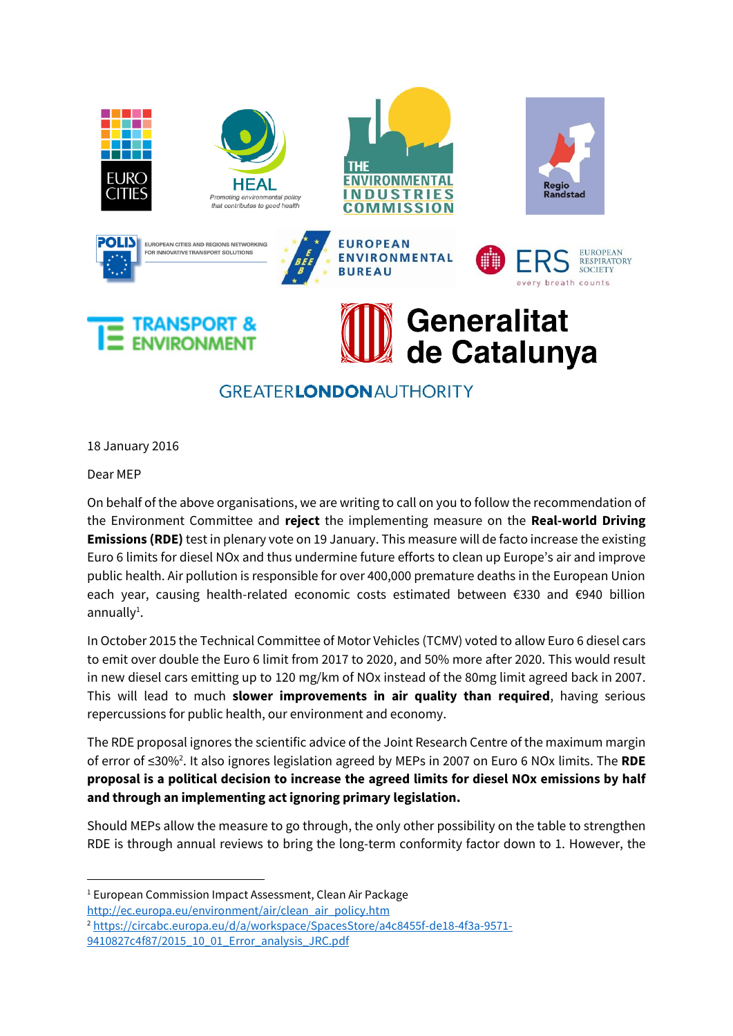EUROCITIES

HEAL – Promoting environmental policy that contributes to good health

THE ENVIRONMENTAL INDUSTRIES COMMISSION

Regio Randstad

POLIS – EUROPEAN CITIES AND REGIONS NETWORKING FOR INNOVATIVE TRANSPORT SOLUTIONS

EUROPEAN ENVIRONMENTAL BUREAU

ERS – EUROPEAN RESPIRATORY SOCIETY – every breath counts

TRANSPORT & ENVIRONMENT

Generalitat de Catalunya

GREATER LONDON AUTHORITY

18 January 2016

Dear MEP

On behalf of the above organisations, we are writing to call on you to follow the recommendation of the Environment Committee and **reject** the implementing measure on the **Real-world Driving Emissions (RDE)** test in plenary vote on 19 January. This measure will de facto increase the existing Euro 6 limits for diesel NOx and thus undermine future efforts to clean up Europe's air and improve public health. Air pollution is responsible for over 400,000 premature deaths in the European Union each year, causing health-related economic costs estimated between €330 and €940 billion annually[1].

In October 2015 the Technical Committee of Motor Vehicles (TCMV) voted to allow Euro 6 diesel cars to emit over double the Euro 6 limit from 2017 to 2020, and 50% more after 2020. This would result in new diesel cars emitting up to 120 mg/km of NOx instead of the 80mg limit agreed back in 2007. This will lead to much **slower improvements in air quality than required**, having serious repercussions for public health, our environment and economy.

The RDE proposal ignores the scientific advice of the Joint Research Centre of the maximum margin of error of ≤30%[2]. It also ignores legislation agreed by MEPs in 2007 on Euro 6 NOx limits. The **RDE proposal is a political decision to increase the agreed limits for diesel NOx emissions by half and through an implementing act ignoring primary legislation.**

Should MEPs allow the measure to go through, the only other possibility on the table to strengthen RDE is through annual reviews to bring the long-term conformity factor down to 1. However, the

---

[1] European Commission Impact Assessment, Clean Air Package http://ec.europa.eu/environment/air/clean_air_policy.htm

[2] https://circabc.europa.eu/d/a/workspace/SpacesStore/a4c8455f-de18-4f3a-9571-9410827c4f87/2015_10_01_Error_analysis_JRC.pdf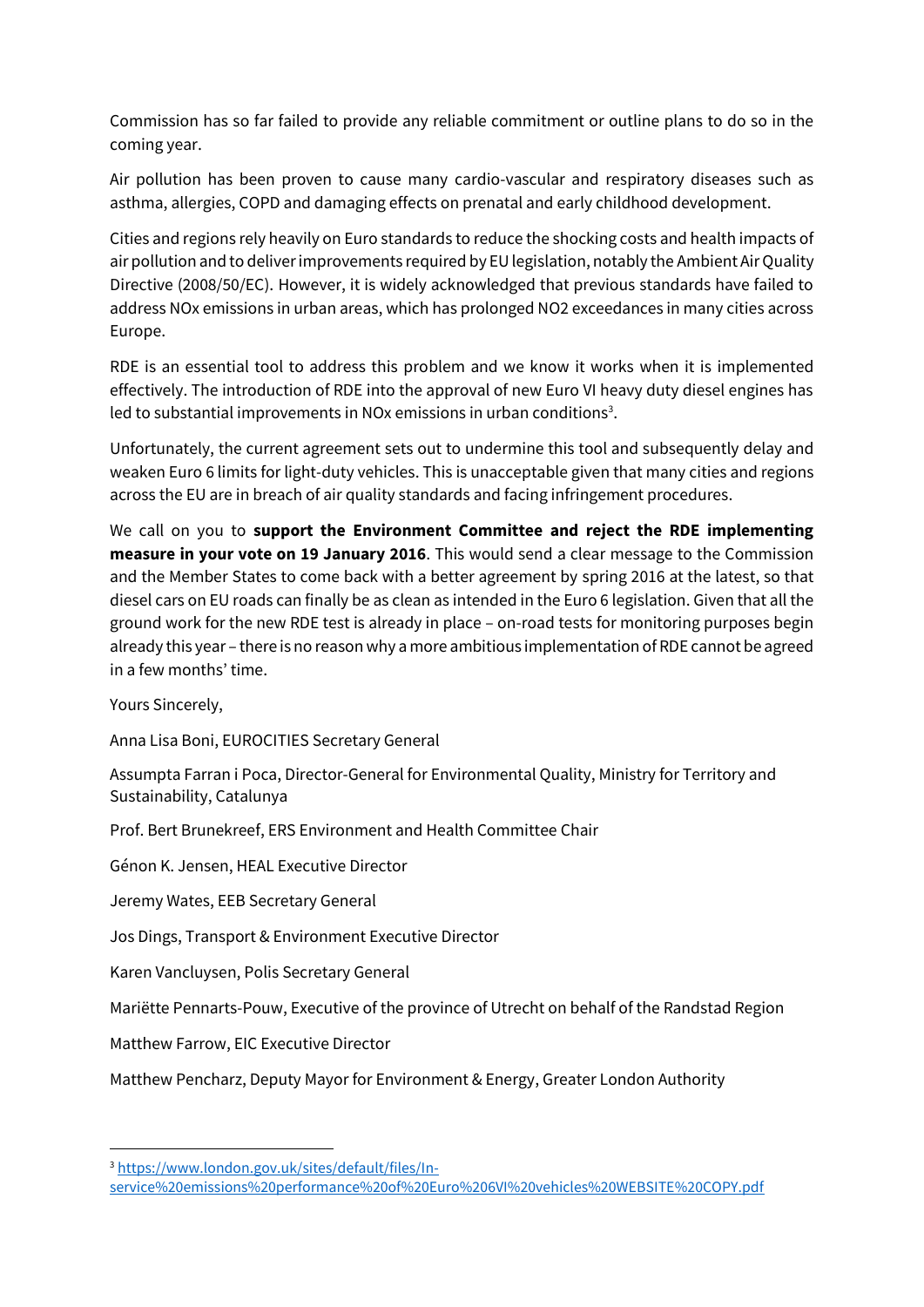Commission has so far failed to provide any reliable commitment or outline plans to do so in the coming year.

Air pollution has been proven to cause many cardio-vascular and respiratory diseases such as asthma, allergies, COPD and damaging effects on prenatal and early childhood development.

Cities and regions rely heavily on Euro standards to reduce the shocking costs and health impacts of air pollution and to deliver improvements required by EU legislation, notably the Ambient Air Quality Directive (2008/50/EC). However, it is widely acknowledged that previous standards have failed to address NOx emissions in urban areas, which has prolonged $NO_2$ exceedances in many cities across Europe.

RDE is an essential tool to address this problem and we know it works when it is implemented effectively. The introduction of RDE into the approval of new Euro VI heavy duty diesel engines has led to substantial improvements in NOx emissions in urban conditions[3].

Unfortunately, the current agreement sets out to undermine this tool and subsequently delay and weaken Euro 6 limits for light-duty vehicles. This is unacceptable given that many cities and regions across the EU are in breach of air quality standards and facing infringement procedures.

We call on you to **support the Environment Committee and reject the RDE implementing measure in your vote on 19 January 2016**. This would send a clear message to the Commission and the Member States to come back with a better agreement by spring 2016 at the latest, so that diesel cars on EU roads can finally be as clean as intended in the Euro 6 legislation. Given that all the ground work for the new RDE test is already in place – on-road tests for monitoring purposes begin already this year – there is no reason why a more ambitious implementation of RDE cannot be agreed in a few months' time.

Yours Sincerely,

Anna Lisa Boni, EUROCITIES Secretary General

Assumpta Farran i Poca, Director-General for Environmental Quality, Ministry for Territory and Sustainability, Catalunya

Prof. Bert Brunekreef, ERS Environment and Health Committee Chair

Génon K. Jensen, HEAL Executive Director

Jeremy Wates, EEB Secretary General

Jos Dings, Transport & Environment Executive Director

Karen Vancluysen, Polis Secretary General

Mariëtte Pennarts-Pouw, Executive of the province of Utrecht on behalf of the Randstad Region

Matthew Farrow, EIC Executive Director

Matthew Pencharz, Deputy Mayor for Environment & Energy, Greater London Authority

[3] https://www.london.gov.uk/sites/default/files/In-service%20emissions%20performance%20of%20Euro%206VI%20vehicles%20WEBSITE%20COPY.pdf